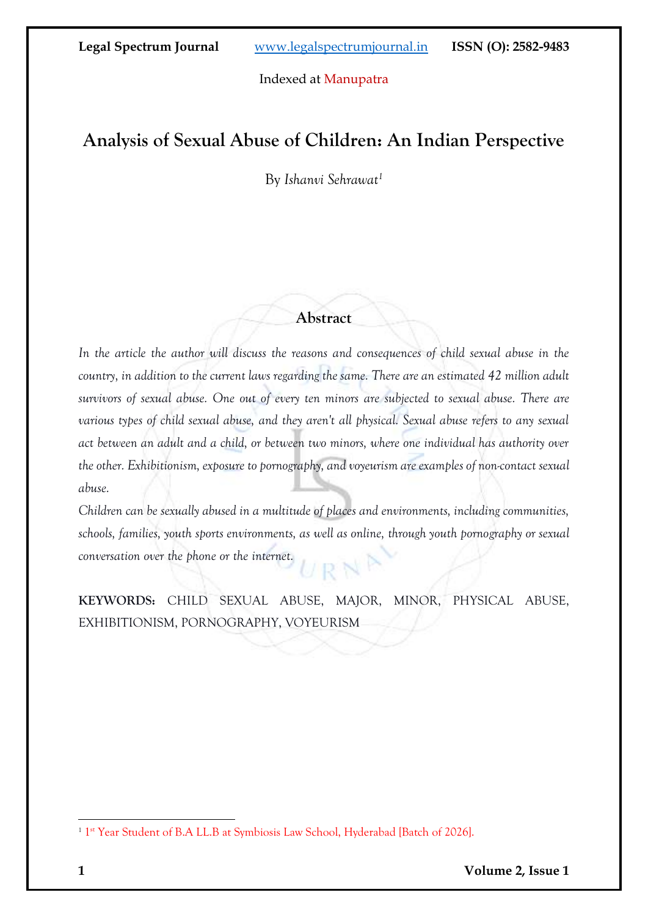# Analysis of Sexual Abuse of Children: An Indian Perspective

By *Ishanvi Sehrawat*[1]

## Abstract

*In the article the author will discuss the reasons and consequences of child sexual abuse in the country, in addition to the current laws regarding the same. There are an estimated 42 million adult survivors of sexual abuse. One out of every ten minors are subjected to sexual abuse. There are various types of child sexual abuse, and they aren't all physical. Sexual abuse refers to any sexual act between an adult and a child, or between two minors, where one individual has authority over the other. Exhibitionism, exposure to pornography, and voyeurism are examples of non-contact sexual abuse.*

*Children can be sexually abused in a multitude of places and environments, including communities, schools, families, youth sports environments, as well as online, through youth pornography or sexual conversation over the phone or the internet.*

**KEYWORDS:** CHILD SEXUAL ABUSE, MAJOR, MINOR, PHYSICAL ABUSE, EXHIBITIONISM, PORNOGRAPHY, VOYEURISM

---

[1] 1st Year Student of B.A LL.B at Symbiosis Law School, Hyderabad [Batch of 2026].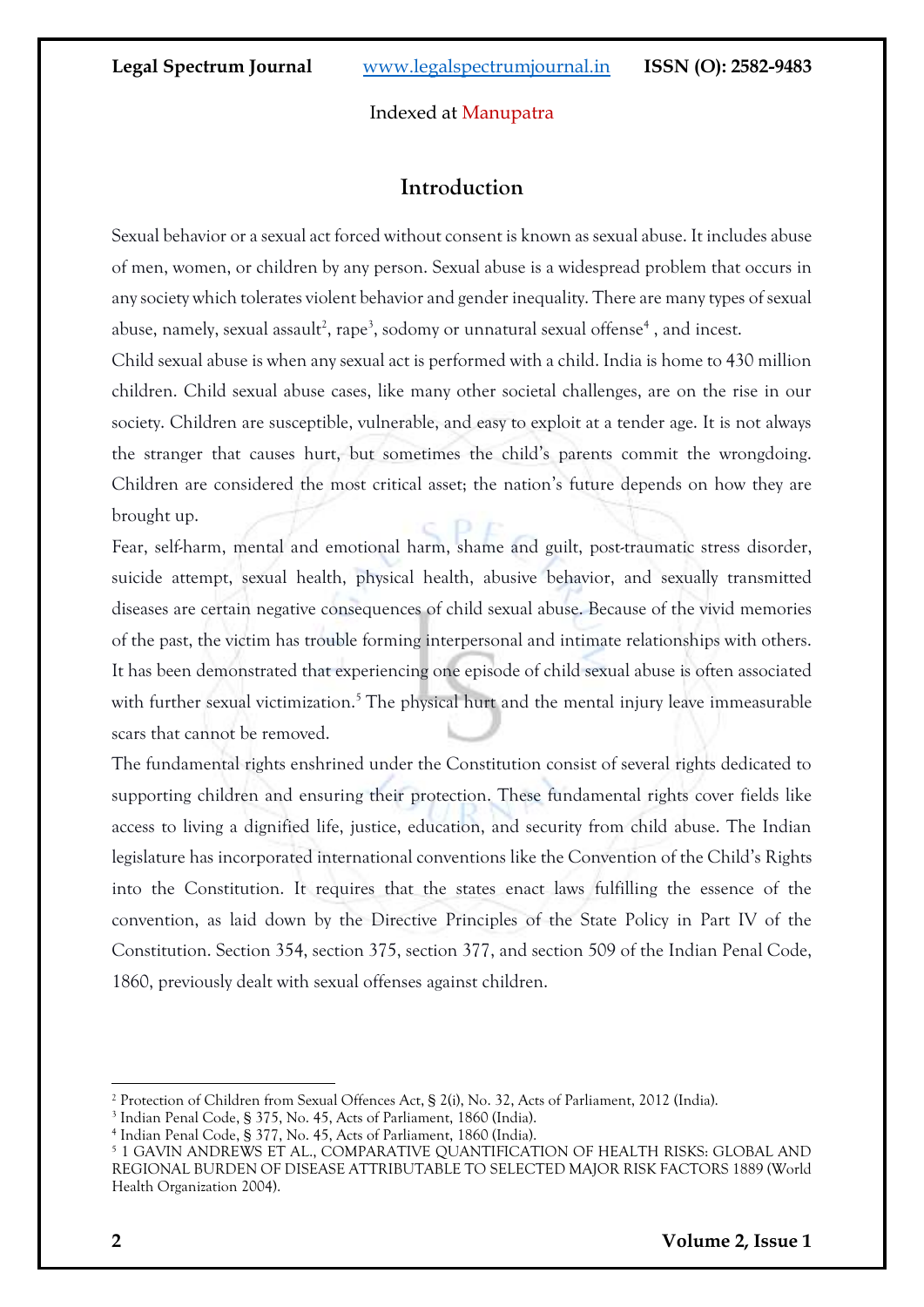## Introduction

Sexual behavior or a sexual act forced without consent is known as sexual abuse. It includes abuse of men, women, or children by any person. Sexual abuse is a widespread problem that occurs in any society which tolerates violent behavior and gender inequality. There are many types of sexual abuse, namely, sexual assault[2], rape[3], sodomy or unnatural sexual offense[4] , and incest.

Child sexual abuse is when any sexual act is performed with a child. India is home to 430 million children. Child sexual abuse cases, like many other societal challenges, are on the rise in our society. Children are susceptible, vulnerable, and easy to exploit at a tender age. It is not always the stranger that causes hurt, but sometimes the child's parents commit the wrongdoing. Children are considered the most critical asset; the nation's future depends on how they are brought up.

Fear, self-harm, mental and emotional harm, shame and guilt, post-traumatic stress disorder, suicide attempt, sexual health, physical health, abusive behavior, and sexually transmitted diseases are certain negative consequences of child sexual abuse. Because of the vivid memories of the past, the victim has trouble forming interpersonal and intimate relationships with others. It has been demonstrated that experiencing one episode of child sexual abuse is often associated with further sexual victimization.[5] The physical hurt and the mental injury leave immeasurable scars that cannot be removed.

The fundamental rights enshrined under the Constitution consist of several rights dedicated to supporting children and ensuring their protection. These fundamental rights cover fields like access to living a dignified life, justice, education, and security from child abuse. The Indian legislature has incorporated international conventions like the Convention of the Child's Rights into the Constitution. It requires that the states enact laws fulfilling the essence of the convention, as laid down by the Directive Principles of the State Policy in Part IV of the Constitution. Section 354, section 375, section 377, and section 509 of the Indian Penal Code, 1860, previously dealt with sexual offenses against children.

---

[2] Protection of Children from Sexual Offences Act, § 2(i), No. 32, Acts of Parliament, 2012 (India).

[3] Indian Penal Code, § 375, No. 45, Acts of Parliament, 1860 (India).

[4] Indian Penal Code, § 377, No. 45, Acts of Parliament, 1860 (India).

[5] 1 GAVIN ANDREWS ET AL., COMPARATIVE QUANTIFICATION OF HEALTH RISKS: GLOBAL AND REGIONAL BURDEN OF DISEASE ATTRIBUTABLE TO SELECTED MAJOR RISK FACTORS 1889 (World Health Organization 2004).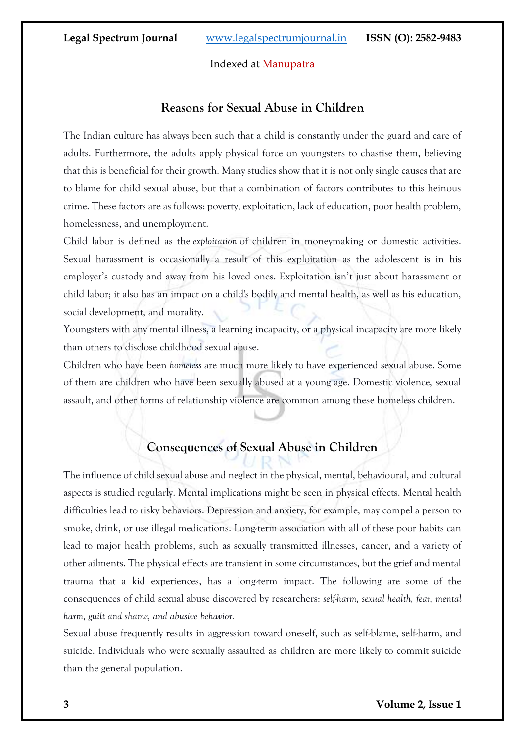## Reasons for Sexual Abuse in Children

The Indian culture has always been such that a child is constantly under the guard and care of adults. Furthermore, the adults apply physical force on youngsters to chastise them, believing that this is beneficial for their growth. Many studies show that it is not only single causes that are to blame for child sexual abuse, but that a combination of factors contributes to this heinous crime. These factors are as follows: poverty, exploitation, lack of education, poor health problem, homelessness, and unemployment.

Child labor is defined as the *exploitation* of children in moneymaking or domestic activities. Sexual harassment is occasionally a result of this exploitation as the adolescent is in his employer's custody and away from his loved ones. Exploitation isn't just about harassment or child labor; it also has an impact on a child's bodily and mental health, as well as his education, social development, and morality.

Youngsters with any mental illness, a learning incapacity, or a physical incapacity are more likely than others to disclose childhood sexual abuse.

Children who have been *homeless* are much more likely to have experienced sexual abuse. Some of them are children who have been sexually abused at a young age. Domestic violence, sexual assault, and other forms of relationship violence are common among these homeless children.

## Consequences of Sexual Abuse in Children

The influence of child sexual abuse and neglect in the physical, mental, behavioural, and cultural aspects is studied regularly. Mental implications might be seen in physical effects. Mental health difficulties lead to risky behaviors. Depression and anxiety, for example, may compel a person to smoke, drink, or use illegal medications. Long-term association with all of these poor habits can lead to major health problems, such as sexually transmitted illnesses, cancer, and a variety of other ailments. The physical effects are transient in some circumstances, but the grief and mental trauma that a kid experiences, has a long-term impact. The following are some of the consequences of child sexual abuse discovered by researchers: *self-harm, sexual health, fear, mental harm, guilt and shame, and abusive behavior.*

Sexual abuse frequently results in aggression toward oneself, such as self-blame, self-harm, and suicide. Individuals who were sexually assaulted as children are more likely to commit suicide than the general population.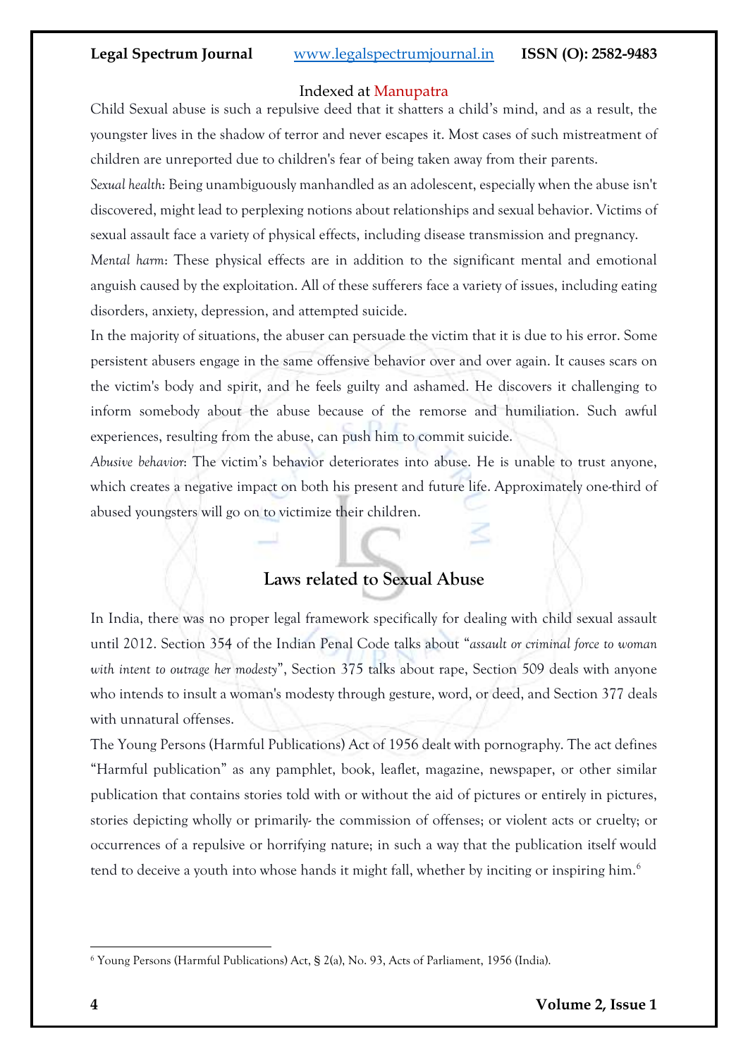Child Sexual abuse is such a repulsive deed that it shatters a child's mind, and as a result, the youngster lives in the shadow of terror and never escapes it. Most cases of such mistreatment of children are unreported due to children's fear of being taken away from their parents.

*Sexual health*: Being unambiguously manhandled as an adolescent, especially when the abuse isn't discovered, might lead to perplexing notions about relationships and sexual behavior. Victims of sexual assault face a variety of physical effects, including disease transmission and pregnancy.

*Mental harm*: These physical effects are in addition to the significant mental and emotional anguish caused by the exploitation. All of these sufferers face a variety of issues, including eating disorders, anxiety, depression, and attempted suicide.

In the majority of situations, the abuser can persuade the victim that it is due to his error. Some persistent abusers engage in the same offensive behavior over and over again. It causes scars on the victim's body and spirit, and he feels guilty and ashamed. He discovers it challenging to inform somebody about the abuse because of the remorse and humiliation. Such awful experiences, resulting from the abuse, can push him to commit suicide.

*Abusive behavior*: The victim's behavior deteriorates into abuse. He is unable to trust anyone, which creates a negative impact on both his present and future life. Approximately one-third of abused youngsters will go on to victimize their children.

## Laws related to Sexual Abuse

In India, there was no proper legal framework specifically for dealing with child sexual assault until 2012. Section 354 of the Indian Penal Code talks about "*assault or criminal force to woman with intent to outrage her modesty*", Section 375 talks about rape, Section 509 deals with anyone who intends to insult a woman's modesty through gesture, word, or deed, and Section 377 deals with unnatural offenses.

The Young Persons (Harmful Publications) Act of 1956 dealt with pornography. The act defines "Harmful publication" as any pamphlet, book, leaflet, magazine, newspaper, or other similar publication that contains stories told with or without the aid of pictures or entirely in pictures, stories depicting wholly or primarily- the commission of offenses; or violent acts or cruelty; or occurrences of a repulsive or horrifying nature; in such a way that the publication itself would tend to deceive a youth into whose hands it might fall, whether by inciting or inspiring him.[6]

---

[6] Young Persons (Harmful Publications) Act, § 2(a), No. 93, Acts of Parliament, 1956 (India).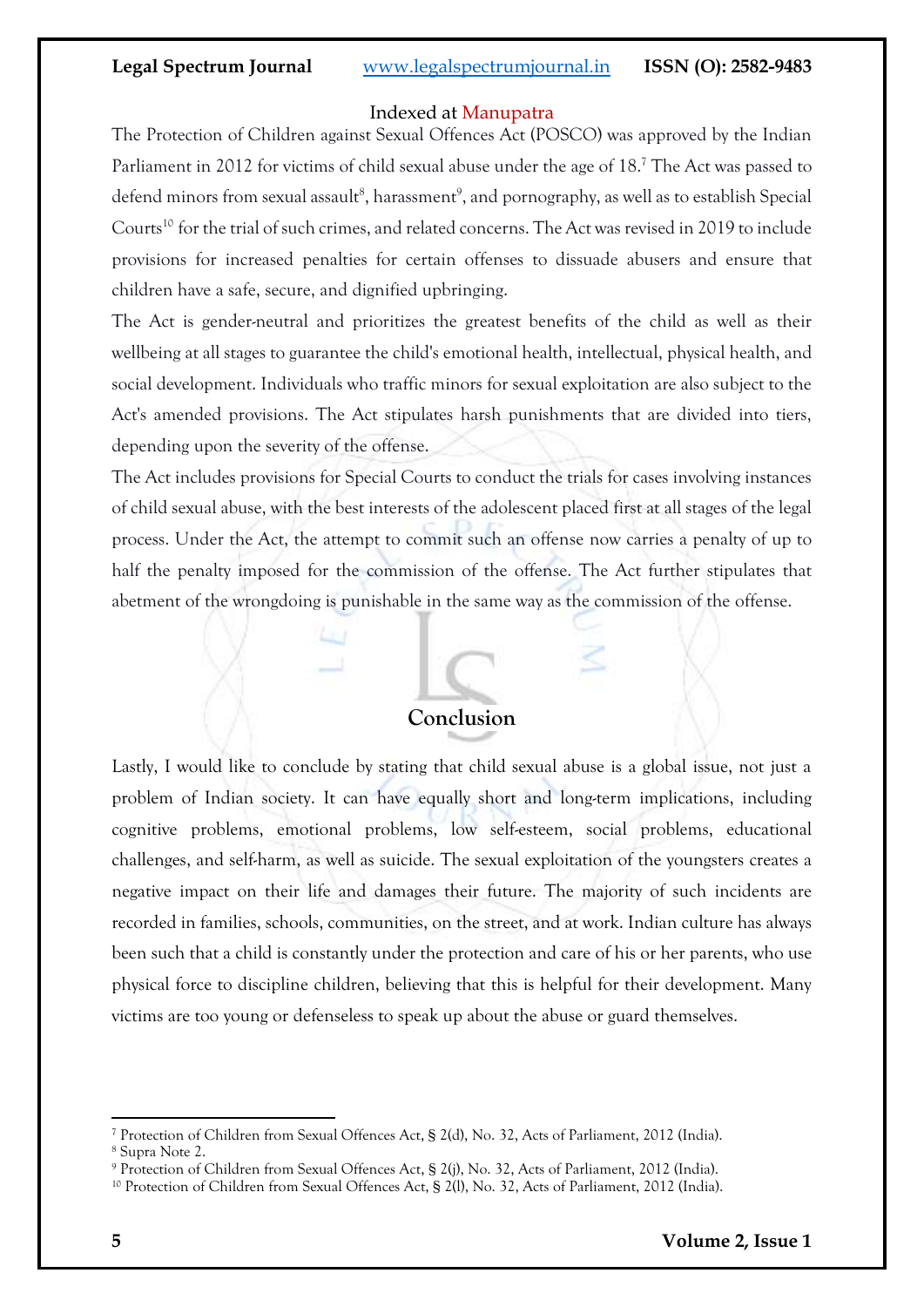The Protection of Children against Sexual Offences Act (POSCO) was approved by the Indian Parliament in 2012 for victims of child sexual abuse under the age of 18.[7] The Act was passed to defend minors from sexual assault[8], harassment[9], and pornography, as well as to establish Special Courts[10] for the trial of such crimes, and related concerns. The Act was revised in 2019 to include provisions for increased penalties for certain offenses to dissuade abusers and ensure that children have a safe, secure, and dignified upbringing.

The Act is gender-neutral and prioritizes the greatest benefits of the child as well as their wellbeing at all stages to guarantee the child's emotional health, intellectual, physical health, and social development. Individuals who traffic minors for sexual exploitation are also subject to the Act's amended provisions. The Act stipulates harsh punishments that are divided into tiers, depending upon the severity of the offense.

The Act includes provisions for Special Courts to conduct the trials for cases involving instances of child sexual abuse, with the best interests of the adolescent placed first at all stages of the legal process. Under the Act, the attempt to commit such an offense now carries a penalty of up to half the penalty imposed for the commission of the offense. The Act further stipulates that abetment of the wrongdoing is punishable in the same way as the commission of the offense.

## Conclusion

Lastly, I would like to conclude by stating that child sexual abuse is a global issue, not just a problem of Indian society. It can have equally short and long-term implications, including cognitive problems, emotional problems, low self-esteem, social problems, educational challenges, and self-harm, as well as suicide. The sexual exploitation of the youngsters creates a negative impact on their life and damages their future. The majority of such incidents are recorded in families, schools, communities, on the street, and at work. Indian culture has always been such that a child is constantly under the protection and care of his or her parents, who use physical force to discipline children, believing that this is helpful for their development. Many victims are too young or defenseless to speak up about the abuse or guard themselves.

---

[7] Protection of Children from Sexual Offences Act, § 2(d), No. 32, Acts of Parliament, 2012 (India).
[8] Supra Note 2.
[9] Protection of Children from Sexual Offences Act, § 2(j), No. 32, Acts of Parliament, 2012 (India).
[10] Protection of Children from Sexual Offences Act, § 2(l), No. 32, Acts of Parliament, 2012 (India).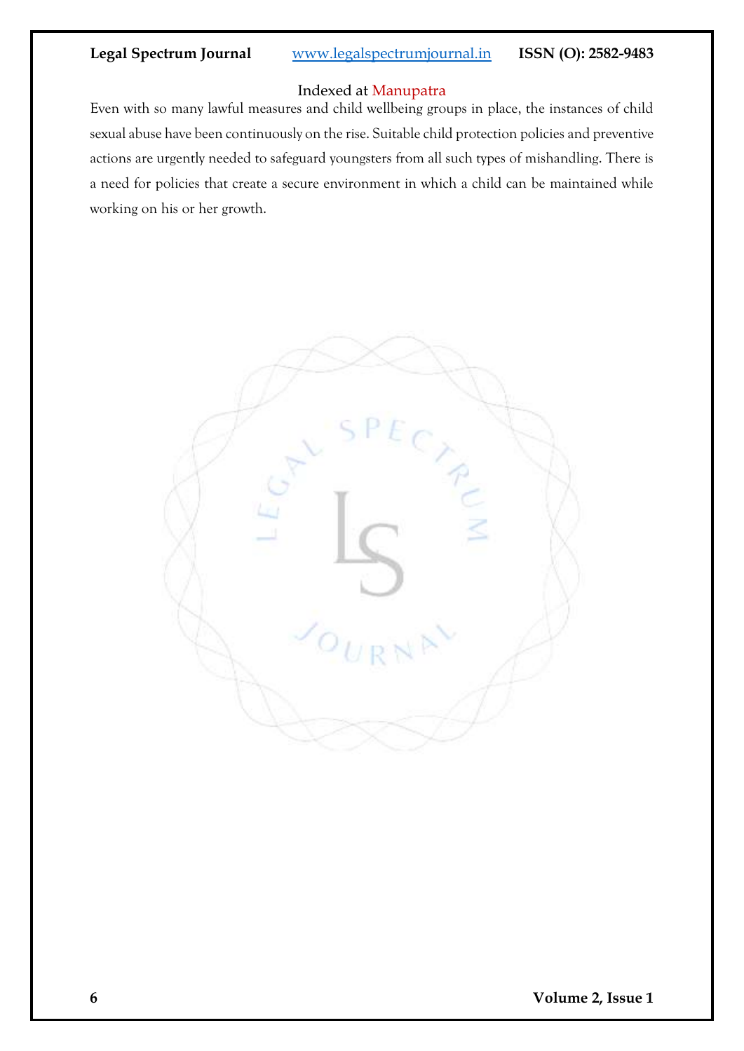Even with so many lawful measures and child wellbeing groups in place, the instances of child sexual abuse have been continuously on the rise. Suitable child protection policies and preventive actions are urgently needed to safeguard youngsters from all such types of mishandling. There is a need for policies that create a secure environment in which a child can be maintained while working on his or her growth.